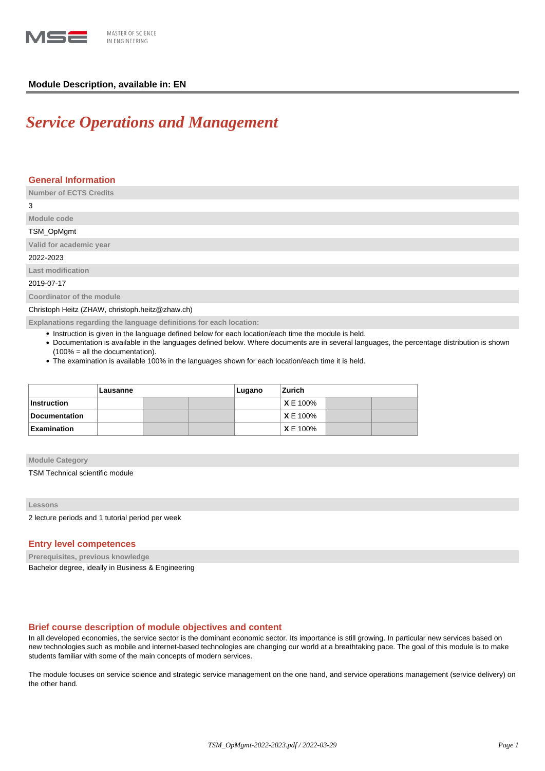MASTER OF SCIENCE IN ENGINEERING

**Module Description, available in: EN**

# *Service Operations and Management*

## General Information

**Number of ECTS Credits**

3

**Module code**

TSM_OpMgmt

**Valid for academic year**

2022-2023

**Last modification**

2019-07-17

**Coordinator of the module**

Christoph Heitz (ZHAW, christoph.heitz@zhaw.ch)

**Explanations regarding the language definitions for each location:**

- Instruction is given in the language defined below for each location/each time the module is held.
- Documentation is available in the languages defined below. Where documents are in several languages, the percentage distribution is shown (100% = all the documentation).
- The examination is available 100% in the languages shown for each location/each time it is held.

| | Lausanne | | | Lugano | Zurich | | |
|---|---|---|---|---|---|---|---|
| **Instruction** | | | | | **X** E 100% | | |
| **Documentation** | | | | | **X** E 100% | | |
| **Examination** | | | | | **X** E 100% | | |

**Module Category**

TSM Technical scientific module

**Lessons**

2 lecture periods and 1 tutorial period per week

## Entry level competences

**Prerequisites, previous knowledge**

Bachelor degree, ideally in Business & Engineering

## Brief course description of module objectives and content

In all developed economies, the service sector is the dominant economic sector. Its importance is still growing. In particular new services based on new technologies such as mobile and internet-based technologies are changing our world at a breathtaking pace. The goal of this module is to make students familiar with some of the main concepts of modern services.

The module focuses on service science and strategic service management on the one hand, and service operations management (service delivery) on the other hand.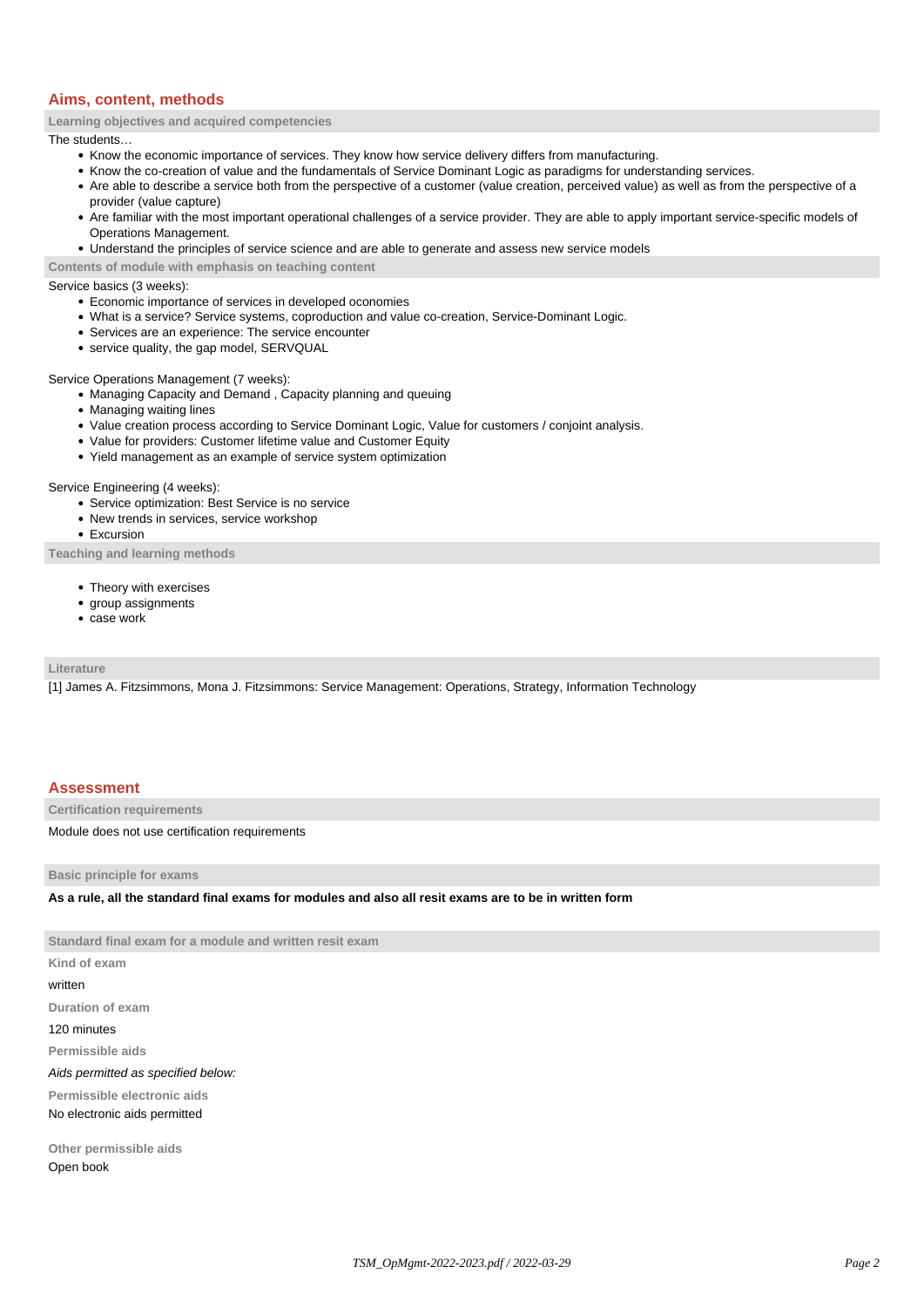## Aims, content, methods

### Learning objectives and acquired competencies

The students…

- Know the economic importance of services. They know how service delivery differs from manufacturing.
- Know the co-creation of value and the fundamentals of Service Dominant Logic as paradigms for understanding services.
- Are able to describe a service both from the perspective of a customer (value creation, perceived value) as well as from the perspective of a provider (value capture)
- Are familiar with the most important operational challenges of a service provider. They are able to apply important service-specific models of Operations Management.
- Understand the principles of service science and are able to generate and assess new service models

### Contents of module with emphasis on teaching content

Service basics (3 weeks):

- Economic importance of services in developed oconomies
- What is a service? Service systems, coproduction and value co-creation, Service-Dominant Logic.
- Services are an experience: The service encounter
- service quality, the gap model, SERVQUAL

Service Operations Management (7 weeks):

- Managing Capacity and Demand , Capacity planning and queuing
- Managing waiting lines
- Value creation process according to Service Dominant Logic, Value for customers / conjoint analysis.
- Value for providers: Customer lifetime value and Customer Equity
- Yield management as an example of service system optimization

Service Engineering (4 weeks):

- Service optimization: Best Service is no service
- New trends in services, service workshop
- Excursion

### Teaching and learning methods

- Theory with exercises
- group assignments
- case work

### Literature

[1] James A. Fitzsimmons, Mona J. Fitzsimmons: Service Management: Operations, Strategy, Information Technology

## Assessment

### Certification requirements

Module does not use certification requirements

### Basic principle for exams

**As a rule, all the standard final exams for modules and also all resit exams are to be in written form**

### Standard final exam for a module and written resit exam

**Kind of exam**

written

**Duration of exam**

120 minutes

**Permissible aids**

*Aids permitted as specified below:*

**Permissible electronic aids**

No electronic aids permitted

**Other permissible aids**

Open book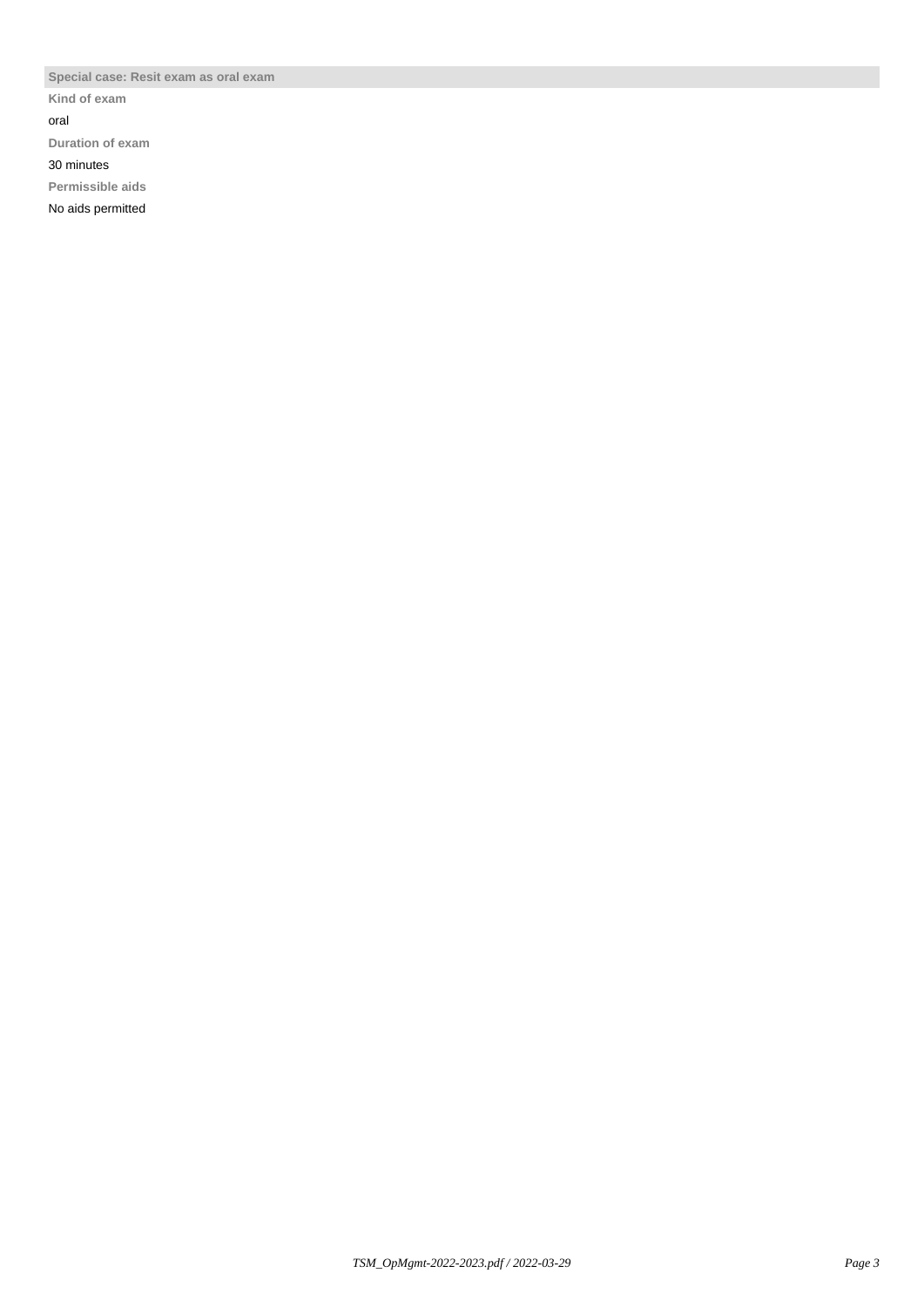**Special case: Resit exam as oral exam**

**Kind of exam**

oral

**Duration of exam**

30 minutes

**Permissible aids**

No aids permitted